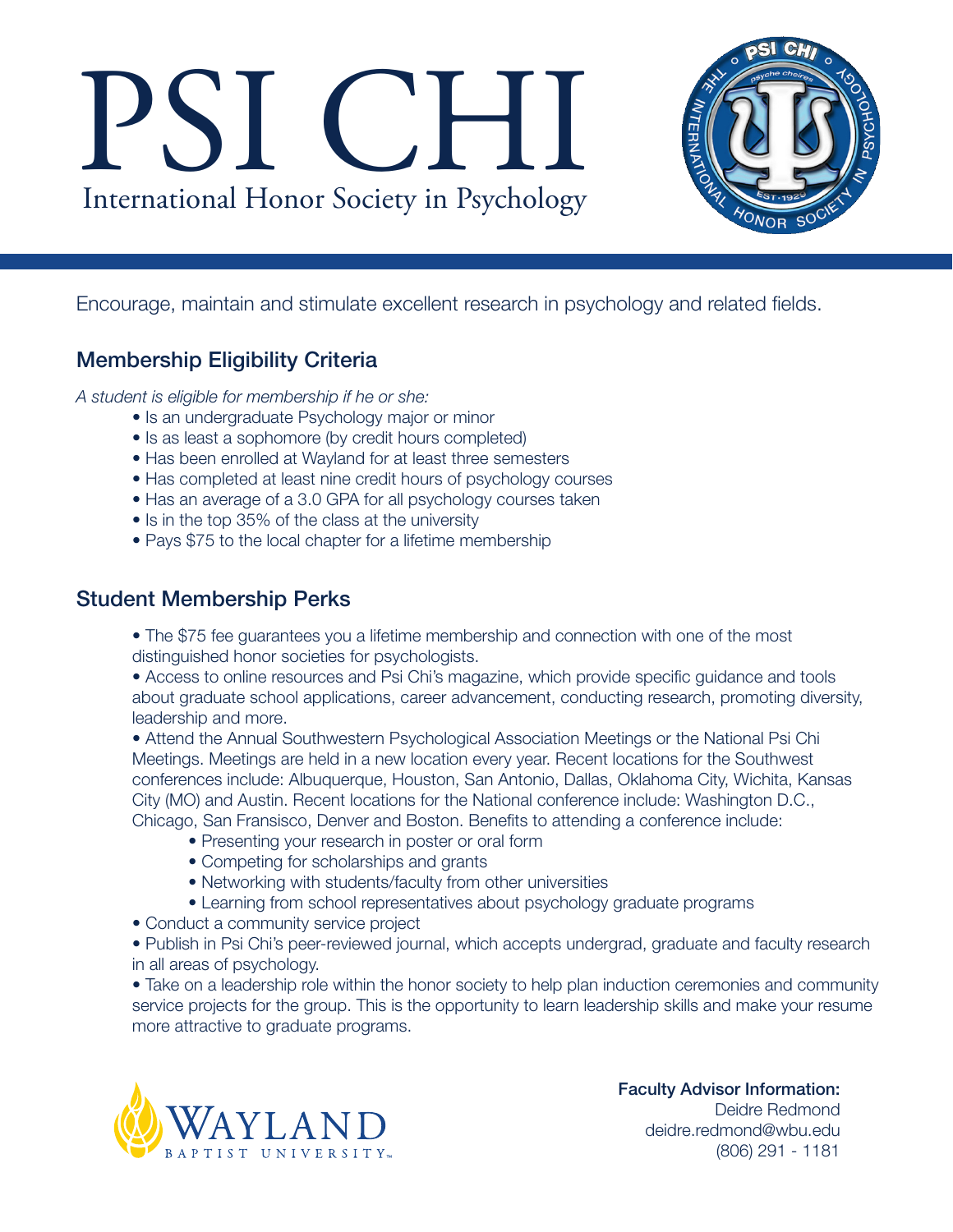# PSI CHI

International Honor Society in Psychology

Encourage, maintain and stimulate excellent research in psychology and related fields.

## Membership Eligibility Criteria

*A student is eligible for membership if he or she:*

- Is an undergraduate Psychology major or minor
- Is as least a sophomore (by credit hours completed)
- Has been enrolled at Wayland for at least three semesters
- Has completed at least nine credit hours of psychology courses
- Has an average of a 3.0 GPA for all psychology courses taken
- Is in the top 35% of the class at the university
- Pays $75 to the local chapter for a lifetime membership

## Student Membership Perks

- The $75 fee guarantees you a lifetime membership and connection with one of the most distinguished honor societies for psychologists.
- Access to online resources and Psi Chi's magazine, which provide specific guidance and tools about graduate school applications, career advancement, conducting research, promoting diversity, leadership and more.
- Attend the Annual Southwestern Psychological Association Meetings or the National Psi Chi Meetings. Meetings are held in a new location every year. Recent locations for the Southwest conferences include: Albuquerque, Houston, San Antonio, Dallas, Oklahoma City, Wichita, Kansas City (MO) and Austin. Recent locations for the National conference include: Washington D.C., Chicago, San Fransisco, Denver and Boston. Benefits to attending a conference include:
  - Presenting your research in poster or oral form
  - Competing for scholarships and grants
  - Networking with students/faculty from other universities
  - Learning from school representatives about psychology graduate programs
- Conduct a community service project
- Publish in Psi Chi's peer-reviewed journal, which accepts undergrad, graduate and faculty research in all areas of psychology.
- Take on a leadership role within the honor society to help plan induction ceremonies and community service projects for the group. This is the opportunity to learn leadership skills and make your resume more attractive to graduate programs.

WAYLAND BAPTIST UNIVERSITY

**Faculty Advisor Information:**
Deidre Redmond
deidre.redmond@wbu.edu
(806) 291 - 1181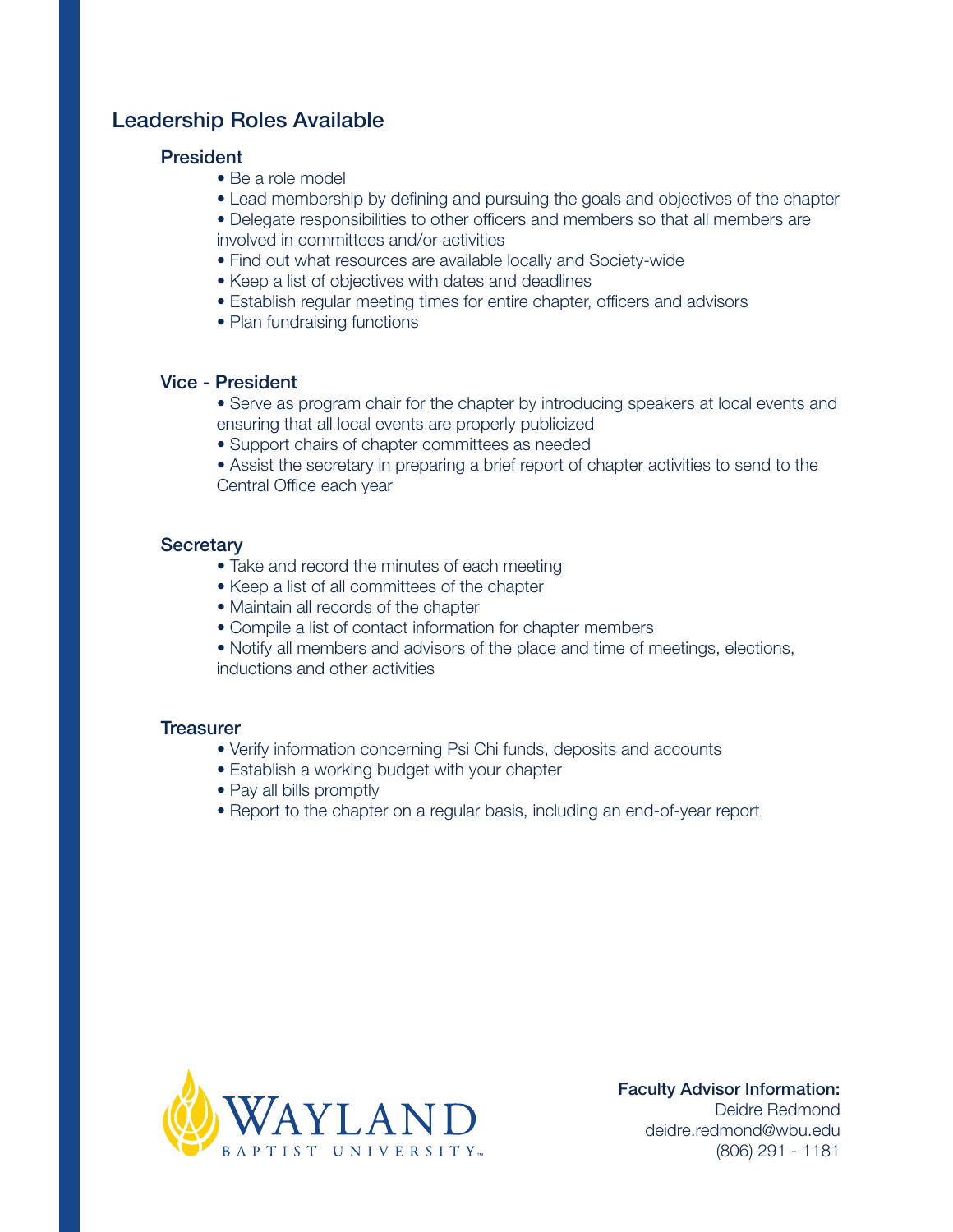## Leadership Roles Available

### President

- Be a role model
- Lead membership by defining and pursuing the goals and objectives of the chapter
- Delegate responsibilities to other officers and members so that all members are involved in committees and/or activities
- Find out what resources are available locally and Society-wide
- Keep a list of objectives with dates and deadlines
- Establish regular meeting times for entire chapter, officers and advisors
- Plan fundraising functions

### Vice - President

- Serve as program chair for the chapter by introducing speakers at local events and ensuring that all local events are properly publicized
- Support chairs of chapter committees as needed
- Assist the secretary in preparing a brief report of chapter activities to send to the Central Office each year

### Secretary

- Take and record the minutes of each meeting
- Keep a list of all committees of the chapter
- Maintain all records of the chapter
- Compile a list of contact information for chapter members
- Notify all members and advisors of the place and time of meetings, elections, inductions and other activities

### Treasurer

- Verify information concerning Psi Chi funds, deposits and accounts
- Establish a working budget with your chapter
- Pay all bills promptly
- Report to the chapter on a regular basis, including an end-of-year report

WAYLAND BAPTIST UNIVERSITY™

**Faculty Advisor Information:**
Deidre Redmond
deidre.redmond@wbu.edu
(806) 291 - 1181